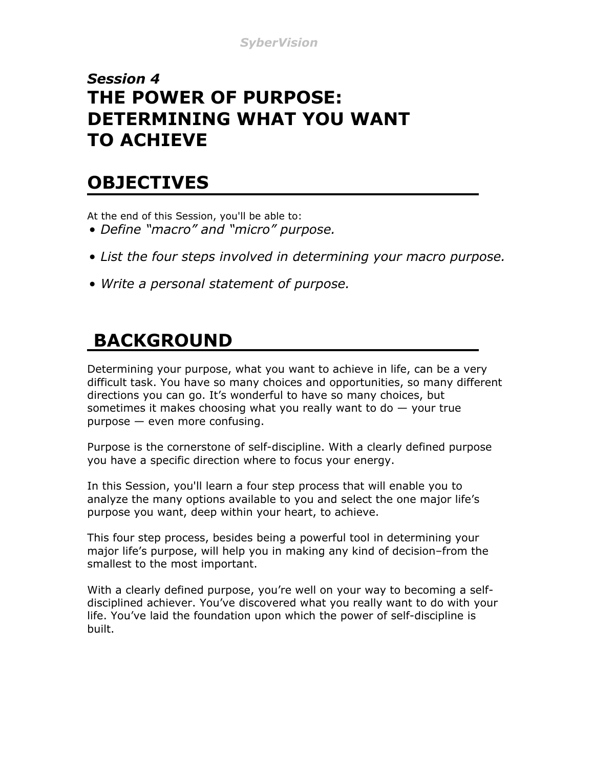*Session 4*

# THE POWER OF PURPOSE: DETERMINING WHAT YOU WANT TO ACHIEVE

## OBJECTIVES

At the end of this Session, you'll be able to:

- *Define "macro" and "micro" purpose.*
- *List the four steps involved in determining your macro purpose.*
- *Write a personal statement of purpose.*

## BACKGROUND

Determining your purpose, what you want to achieve in life, can be a very difficult task. You have so many choices and opportunities, so many different directions you can go. It's wonderful to have so many choices, but sometimes it makes choosing what you really want to do — your true purpose — even more confusing.

Purpose is the cornerstone of self-discipline. With a clearly defined purpose you have a specific direction where to focus your energy.

In this Session, you'll learn a four step process that will enable you to analyze the many options available to you and select the one major life's purpose you want, deep within your heart, to achieve.

This four step process, besides being a powerful tool in determining your major life's purpose, will help you in making any kind of decision–from the smallest to the most important.

With a clearly defined purpose, you're well on your way to becoming a self-disciplined achiever. You've discovered what you really want to do with your life. You've laid the foundation upon which the power of self-discipline is built.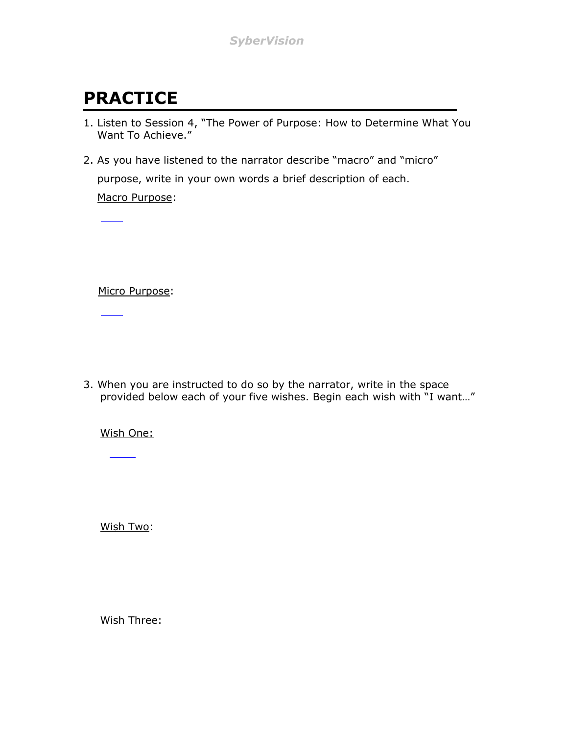# PRACTICE

1. Listen to Session 4, "The Power of Purpose: How to Determine What You Want To Achieve."

2. As you have listened to the narrator describe "macro" and "micro" purpose, write in your own words a brief description of each.

   Macro Purpose:

   Micro Purpose:

3. When you are instructed to do so by the narrator, write in the space provided below each of your five wishes. Begin each wish with "I want…"

   Wish One:

   Wish Two:

   Wish Three: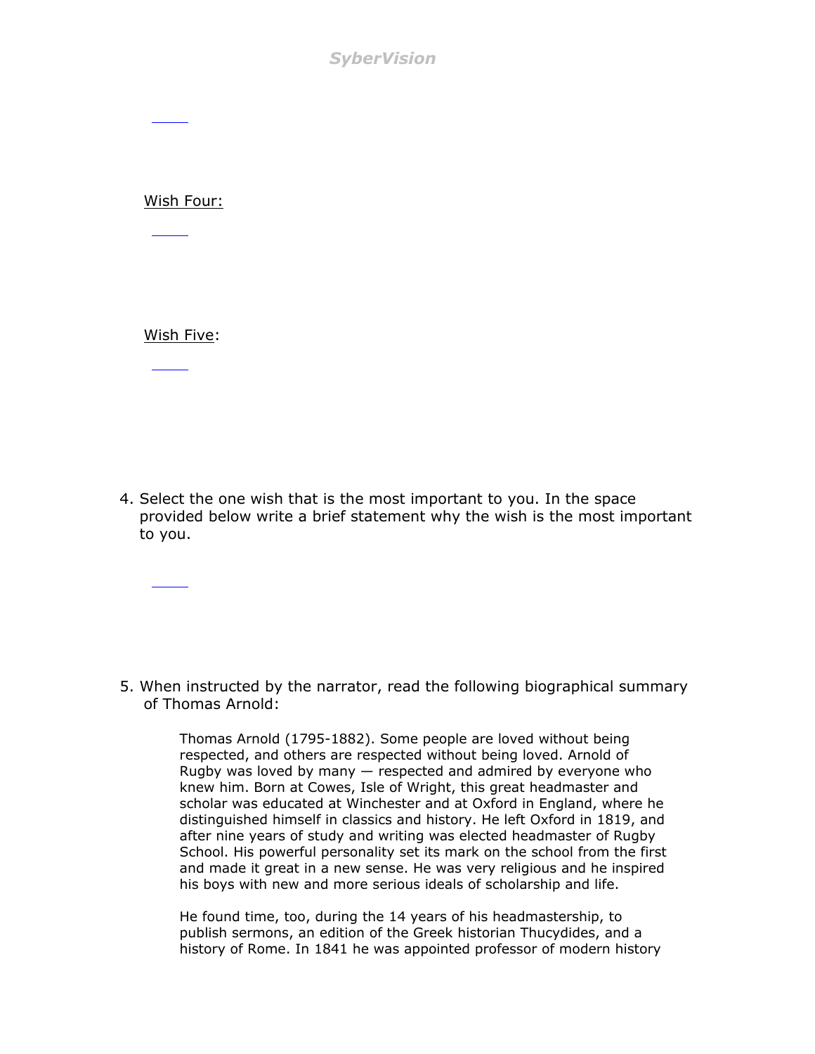Wish Four:

Wish Five:

4. Select the one wish that is the most important to you. In the space provided below write a brief statement why the wish is the most important to you.

5. When instructed by the narrator, read the following biographical summary of Thomas Arnold:

   Thomas Arnold (1795-1882). Some people are loved without being respected, and others are respected without being loved. Arnold of Rugby was loved by many — respected and admired by everyone who knew him. Born at Cowes, Isle of Wright, this great headmaster and scholar was educated at Winchester and at Oxford in England, where he distinguished himself in classics and history. He left Oxford in 1819, and after nine years of study and writing was elected headmaster of Rugby School. His powerful personality set its mark on the school from the first and made it great in a new sense. He was very religious and he inspired his boys with new and more serious ideals of scholarship and life.

   He found time, too, during the 14 years of his headmastership, to publish sermons, an edition of the Greek historian Thucydides, and a history of Rome. In 1841 he was appointed professor of modern history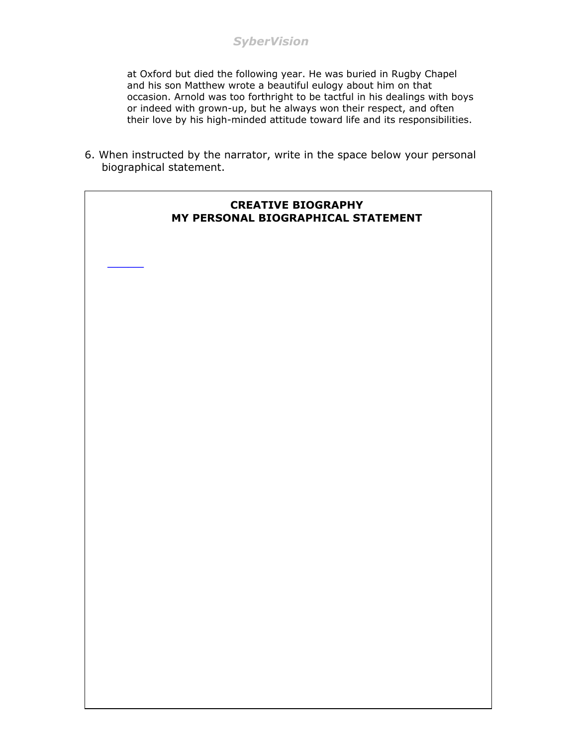at Oxford but died the following year. He was buried in Rugby Chapel and his son Matthew wrote a beautiful eulogy about him on that occasion. Arnold was too forthright to be tactful in his dealings with boys or indeed with grown-up, but he always won their respect, and often their love by his high-minded attitude toward life and its responsibilities.

6. When instructed by the narrator, write in the space below your personal biographical statement.

**CREATIVE BIOGRAPHY**
**MY PERSONAL BIOGRAPHICAL STATEMENT**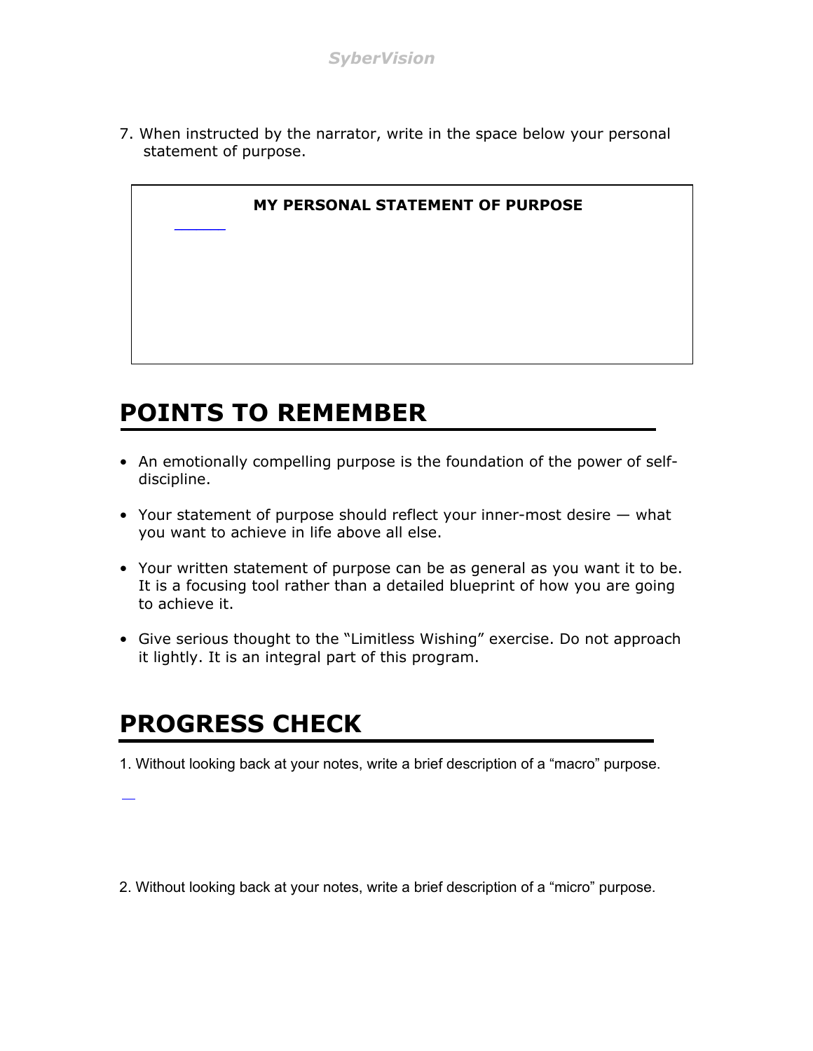7. When instructed by the narrator, write in the space below your personal statement of purpose.

| **MY PERSONAL STATEMENT OF PURPOSE** |
| --- |
| |

## POINTS TO REMEMBER

- An emotionally compelling purpose is the foundation of the power of self-discipline.
- Your statement of purpose should reflect your inner-most desire — what you want to achieve in life above all else.
- Your written statement of purpose can be as general as you want it to be. It is a focusing tool rather than a detailed blueprint of how you are going to achieve it.
- Give serious thought to the "Limitless Wishing" exercise. Do not approach it lightly. It is an integral part of this program.

## PROGRESS CHECK

1. Without looking back at your notes, write a brief description of a "macro" purpose.

2. Without looking back at your notes, write a brief description of a "micro" purpose.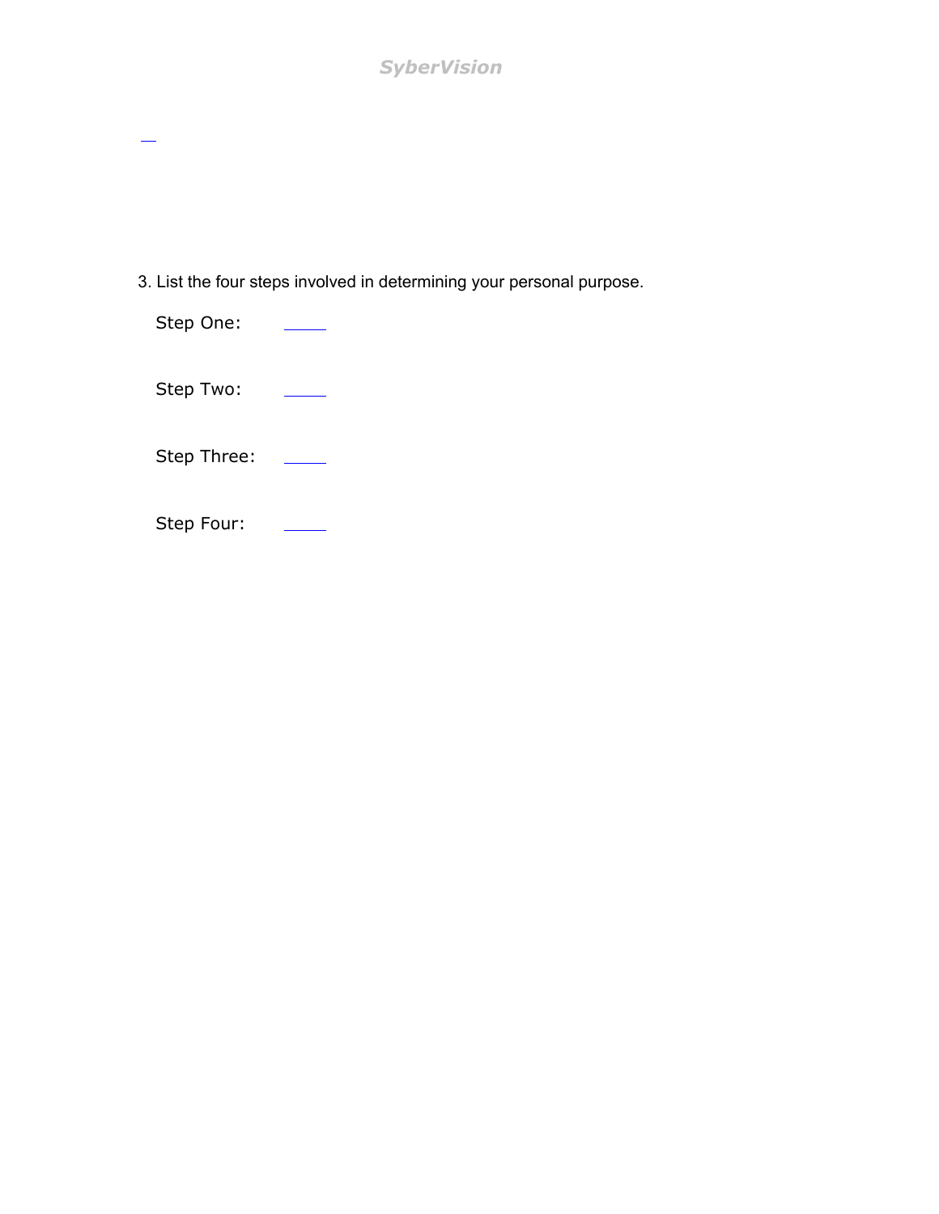3. List the four steps involved in determining your personal purpose.

Step One: _____

Step Two: _____

Step Three: _____

Step Four: _____